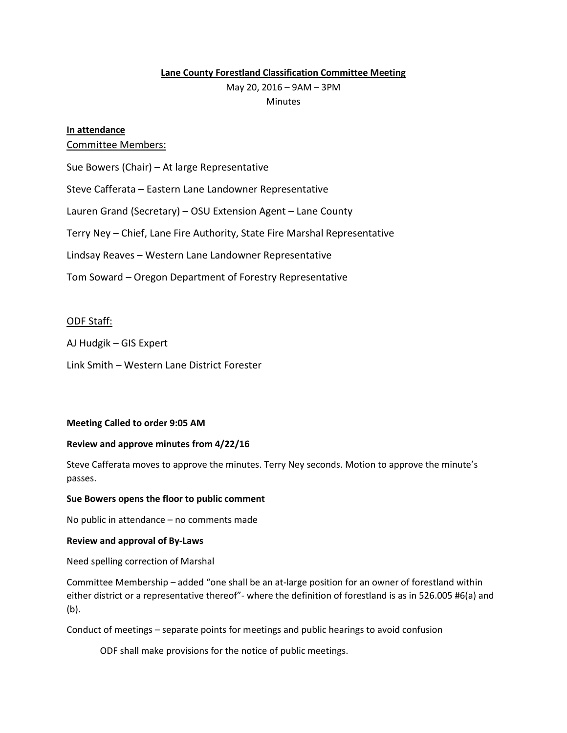**Lane County Forestland Classification Committee Meeting**

May 20, 2016 – 9AM – 3PM

Minutes

**In attendance**

Committee Members:

Sue Bowers (Chair) – At large Representative

Steve Cafferata – Eastern Lane Landowner Representative

Lauren Grand (Secretary) – OSU Extension Agent – Lane County

Terry Ney – Chief, Lane Fire Authority, State Fire Marshal Representative

Lindsay Reaves – Western Lane Landowner Representative

Tom Soward – Oregon Department of Forestry Representative

ODF Staff:

AJ Hudgik – GIS Expert

Link Smith – Western Lane District Forester

**Meeting Called to order 9:05 AM**

**Review and approve minutes from 4/22/16**

Steve Cafferata moves to approve the minutes. Terry Ney seconds. Motion to approve the minute's passes.

**Sue Bowers opens the floor to public comment**

No public in attendance – no comments made

**Review and approval of By-Laws**

Need spelling correction of Marshal

Committee Membership – added "one shall be an at-large position for an owner of forestland within either district or a representative thereof"- where the definition of forestland is as in 526.005 #6(a) and (b).

Conduct of meetings – separate points for meetings and public hearings to avoid confusion

ODF shall make provisions for the notice of public meetings.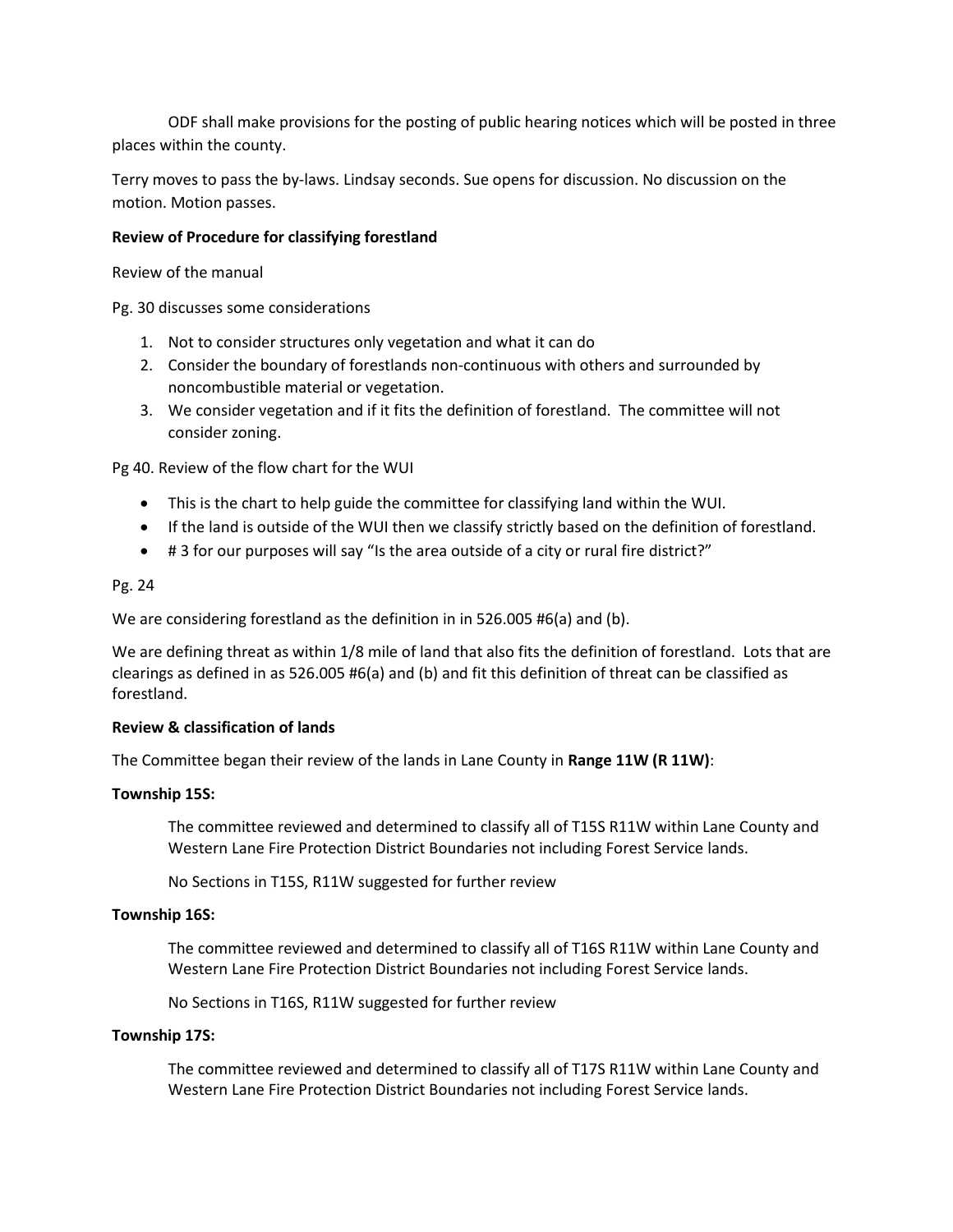ODF shall make provisions for the posting of public hearing notices which will be posted in three places within the county.

Terry moves to pass the by-laws. Lindsay seconds. Sue opens for discussion. No discussion on the motion. Motion passes.

**Review of Procedure for classifying forestland**

Review of the manual

Pg. 30 discusses some considerations

1. Not to consider structures only vegetation and what it can do
2. Consider the boundary of forestlands non-continuous with others and surrounded by noncombustible material or vegetation.
3. We consider vegetation and if it fits the definition of forestland. The committee will not consider zoning.

Pg 40. Review of the flow chart for the WUI

- This is the chart to help guide the committee for classifying land within the WUI.
- If the land is outside of the WUI then we classify strictly based on the definition of forestland.
- # 3 for our purposes will say "Is the area outside of a city or rural fire district?"

Pg. 24

We are considering forestland as the definition in in 526.005 #6(a) and (b).

We are defining threat as within 1/8 mile of land that also fits the definition of forestland. Lots that are clearings as defined in as 526.005 #6(a) and (b) and fit this definition of threat can be classified as forestland.

**Review & classification of lands**

The Committee began their review of the lands in Lane County in **Range 11W (R 11W)**:

**Township 15S:**

The committee reviewed and determined to classify all of T15S R11W within Lane County and Western Lane Fire Protection District Boundaries not including Forest Service lands.

No Sections in T15S, R11W suggested for further review

**Township 16S:**

The committee reviewed and determined to classify all of T16S R11W within Lane County and Western Lane Fire Protection District Boundaries not including Forest Service lands.

No Sections in T16S, R11W suggested for further review

**Township 17S:**

The committee reviewed and determined to classify all of T17S R11W within Lane County and Western Lane Fire Protection District Boundaries not including Forest Service lands.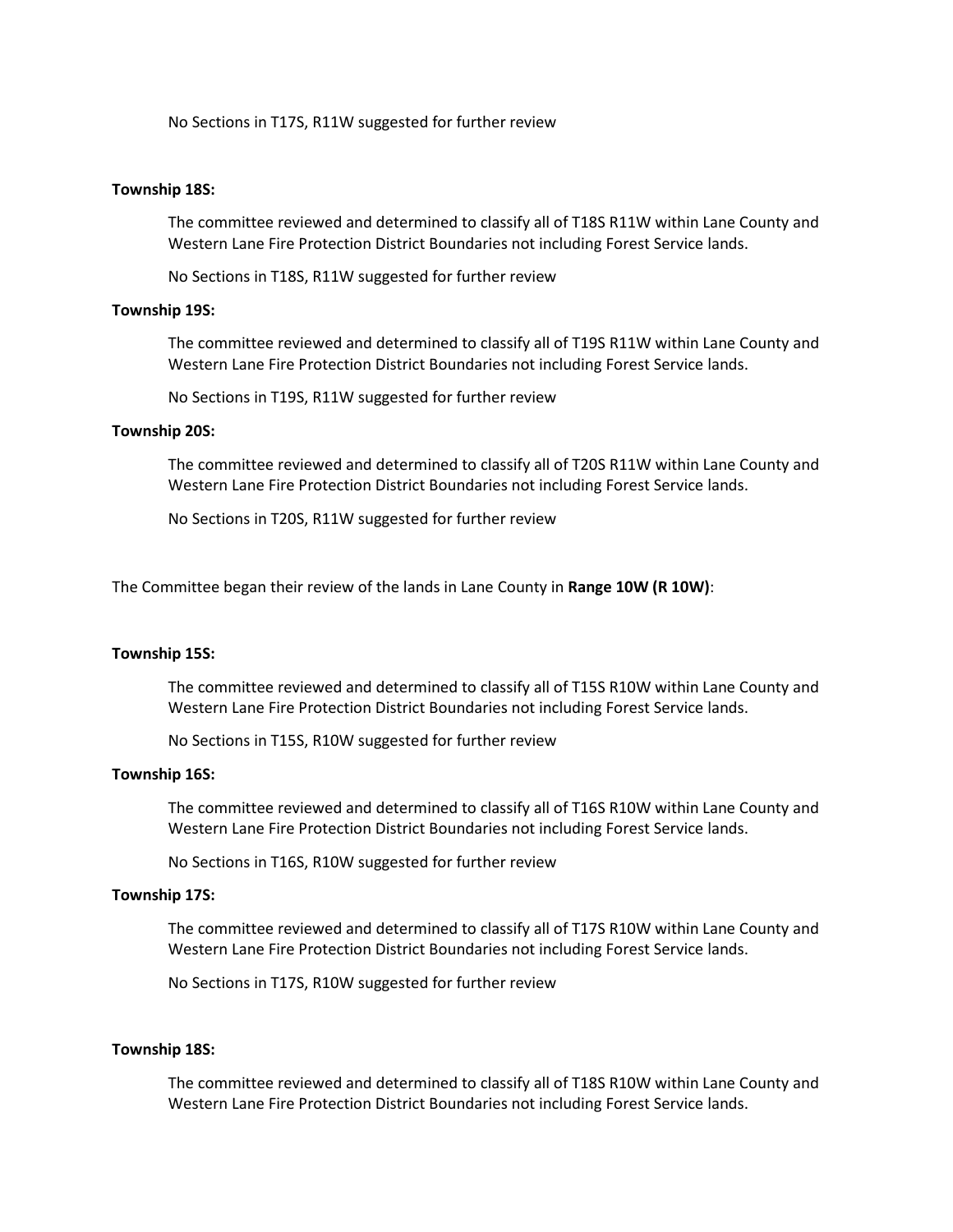No Sections in T17S, R11W suggested for further review

**Township 18S:**

The committee reviewed and determined to classify all of T18S R11W within Lane County and Western Lane Fire Protection District Boundaries not including Forest Service lands.

No Sections in T18S, R11W suggested for further review

**Township 19S:**

The committee reviewed and determined to classify all of T19S R11W within Lane County and Western Lane Fire Protection District Boundaries not including Forest Service lands.

No Sections in T19S, R11W suggested for further review

**Township 20S:**

The committee reviewed and determined to classify all of T20S R11W within Lane County and Western Lane Fire Protection District Boundaries not including Forest Service lands.

No Sections in T20S, R11W suggested for further review

The Committee began their review of the lands in Lane County in **Range 10W (R 10W)**:

**Township 15S:**

The committee reviewed and determined to classify all of T15S R10W within Lane County and Western Lane Fire Protection District Boundaries not including Forest Service lands.

No Sections in T15S, R10W suggested for further review

**Township 16S:**

The committee reviewed and determined to classify all of T16S R10W within Lane County and Western Lane Fire Protection District Boundaries not including Forest Service lands.

No Sections in T16S, R10W suggested for further review

**Township 17S:**

The committee reviewed and determined to classify all of T17S R10W within Lane County and Western Lane Fire Protection District Boundaries not including Forest Service lands.

No Sections in T17S, R10W suggested for further review

**Township 18S:**

The committee reviewed and determined to classify all of T18S R10W within Lane County and Western Lane Fire Protection District Boundaries not including Forest Service lands.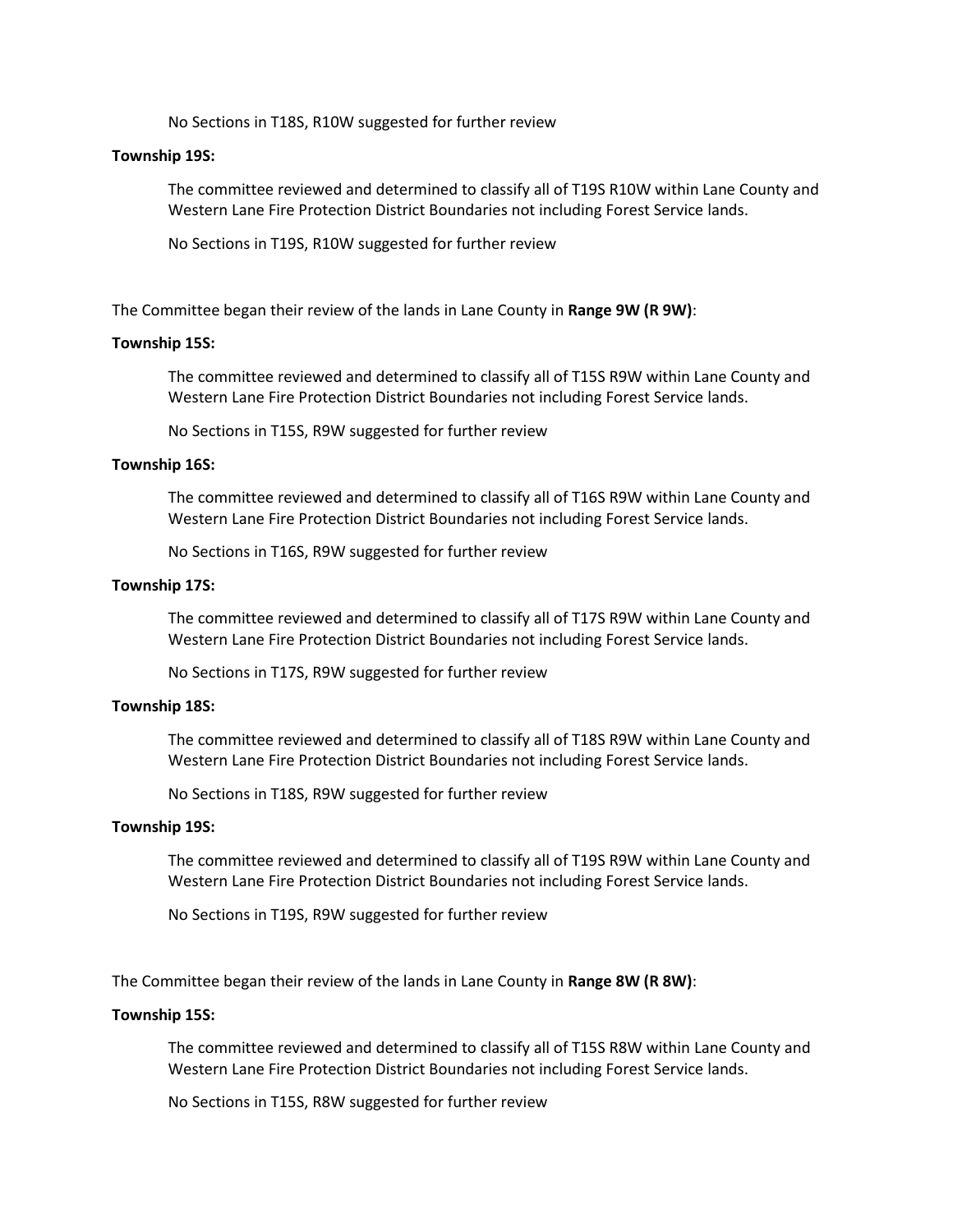No Sections in T18S, R10W suggested for further review

**Township 19S:**

The committee reviewed and determined to classify all of T19S R10W within Lane County and Western Lane Fire Protection District Boundaries not including Forest Service lands.

No Sections in T19S, R10W suggested for further review

The Committee began their review of the lands in Lane County in **Range 9W (R 9W)**:

**Township 15S:**

The committee reviewed and determined to classify all of T15S R9W within Lane County and Western Lane Fire Protection District Boundaries not including Forest Service lands.

No Sections in T15S, R9W suggested for further review

**Township 16S:**

The committee reviewed and determined to classify all of T16S R9W within Lane County and Western Lane Fire Protection District Boundaries not including Forest Service lands.

No Sections in T16S, R9W suggested for further review

**Township 17S:**

The committee reviewed and determined to classify all of T17S R9W within Lane County and Western Lane Fire Protection District Boundaries not including Forest Service lands.

No Sections in T17S, R9W suggested for further review

**Township 18S:**

The committee reviewed and determined to classify all of T18S R9W within Lane County and Western Lane Fire Protection District Boundaries not including Forest Service lands.

No Sections in T18S, R9W suggested for further review

**Township 19S:**

The committee reviewed and determined to classify all of T19S R9W within Lane County and Western Lane Fire Protection District Boundaries not including Forest Service lands.

No Sections in T19S, R9W suggested for further review

The Committee began their review of the lands in Lane County in **Range 8W (R 8W)**:

**Township 15S:**

The committee reviewed and determined to classify all of T15S R8W within Lane County and Western Lane Fire Protection District Boundaries not including Forest Service lands.

No Sections in T15S, R8W suggested for further review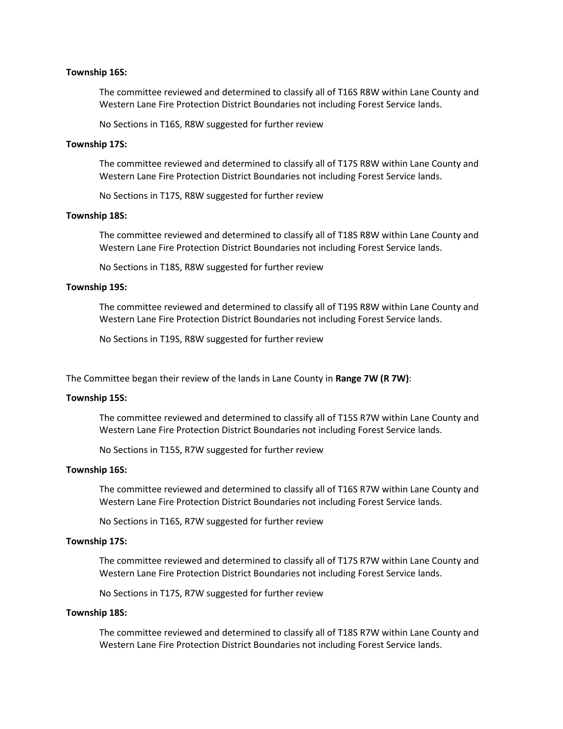**Township 16S:**

The committee reviewed and determined to classify all of T16S R8W within Lane County and Western Lane Fire Protection District Boundaries not including Forest Service lands.

No Sections in T16S, R8W suggested for further review

**Township 17S:**

The committee reviewed and determined to classify all of T17S R8W within Lane County and Western Lane Fire Protection District Boundaries not including Forest Service lands.

No Sections in T17S, R8W suggested for further review

**Township 18S:**

The committee reviewed and determined to classify all of T18S R8W within Lane County and Western Lane Fire Protection District Boundaries not including Forest Service lands.

No Sections in T18S, R8W suggested for further review

**Township 19S:**

The committee reviewed and determined to classify all of T19S R8W within Lane County and Western Lane Fire Protection District Boundaries not including Forest Service lands.

No Sections in T19S, R8W suggested for further review

The Committee began their review of the lands in Lane County in **Range 7W (R 7W)**:

**Township 15S:**

The committee reviewed and determined to classify all of T15S R7W within Lane County and Western Lane Fire Protection District Boundaries not including Forest Service lands.

No Sections in T15S, R7W suggested for further review

**Township 16S:**

The committee reviewed and determined to classify all of T16S R7W within Lane County and Western Lane Fire Protection District Boundaries not including Forest Service lands.

No Sections in T16S, R7W suggested for further review

**Township 17S:**

The committee reviewed and determined to classify all of T17S R7W within Lane County and Western Lane Fire Protection District Boundaries not including Forest Service lands.

No Sections in T17S, R7W suggested for further review

**Township 18S:**

The committee reviewed and determined to classify all of T18S R7W within Lane County and Western Lane Fire Protection District Boundaries not including Forest Service lands.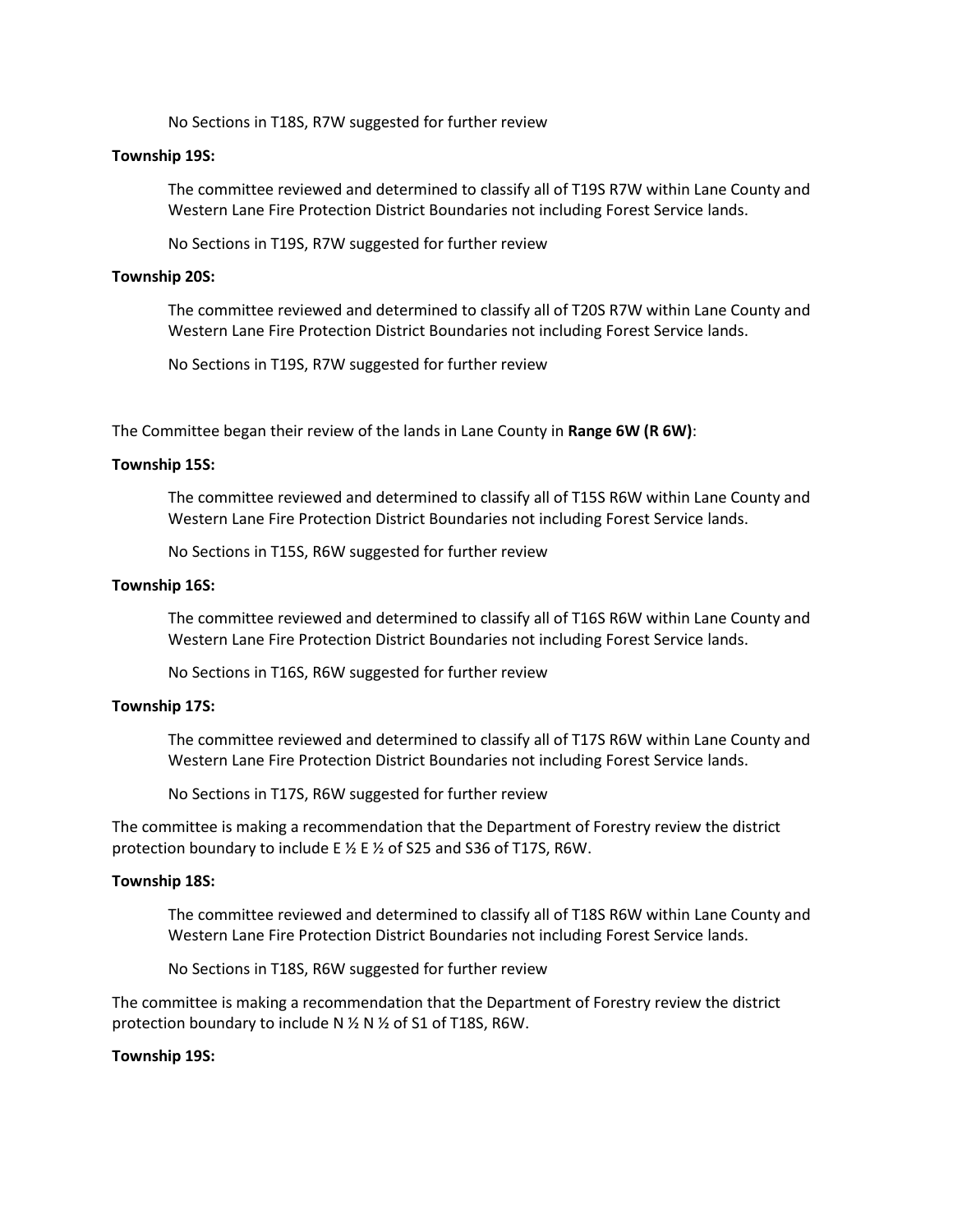No Sections in T18S, R7W suggested for further review

**Township 19S:**

The committee reviewed and determined to classify all of T19S R7W within Lane County and Western Lane Fire Protection District Boundaries not including Forest Service lands.

No Sections in T19S, R7W suggested for further review

**Township 20S:**

The committee reviewed and determined to classify all of T20S R7W within Lane County and Western Lane Fire Protection District Boundaries not including Forest Service lands.

No Sections in T19S, R7W suggested for further review

The Committee began their review of the lands in Lane County in **Range 6W (R 6W)**:

**Township 15S:**

The committee reviewed and determined to classify all of T15S R6W within Lane County and Western Lane Fire Protection District Boundaries not including Forest Service lands.

No Sections in T15S, R6W suggested for further review

**Township 16S:**

The committee reviewed and determined to classify all of T16S R6W within Lane County and Western Lane Fire Protection District Boundaries not including Forest Service lands.

No Sections in T16S, R6W suggested for further review

**Township 17S:**

The committee reviewed and determined to classify all of T17S R6W within Lane County and Western Lane Fire Protection District Boundaries not including Forest Service lands.

No Sections in T17S, R6W suggested for further review

The committee is making a recommendation that the Department of Forestry review the district protection boundary to include E ½ E ½ of S25 and S36 of T17S, R6W.

**Township 18S:**

The committee reviewed and determined to classify all of T18S R6W within Lane County and Western Lane Fire Protection District Boundaries not including Forest Service lands.

No Sections in T18S, R6W suggested for further review

The committee is making a recommendation that the Department of Forestry review the district protection boundary to include N ½ N ½ of S1 of T18S, R6W.

**Township 19S:**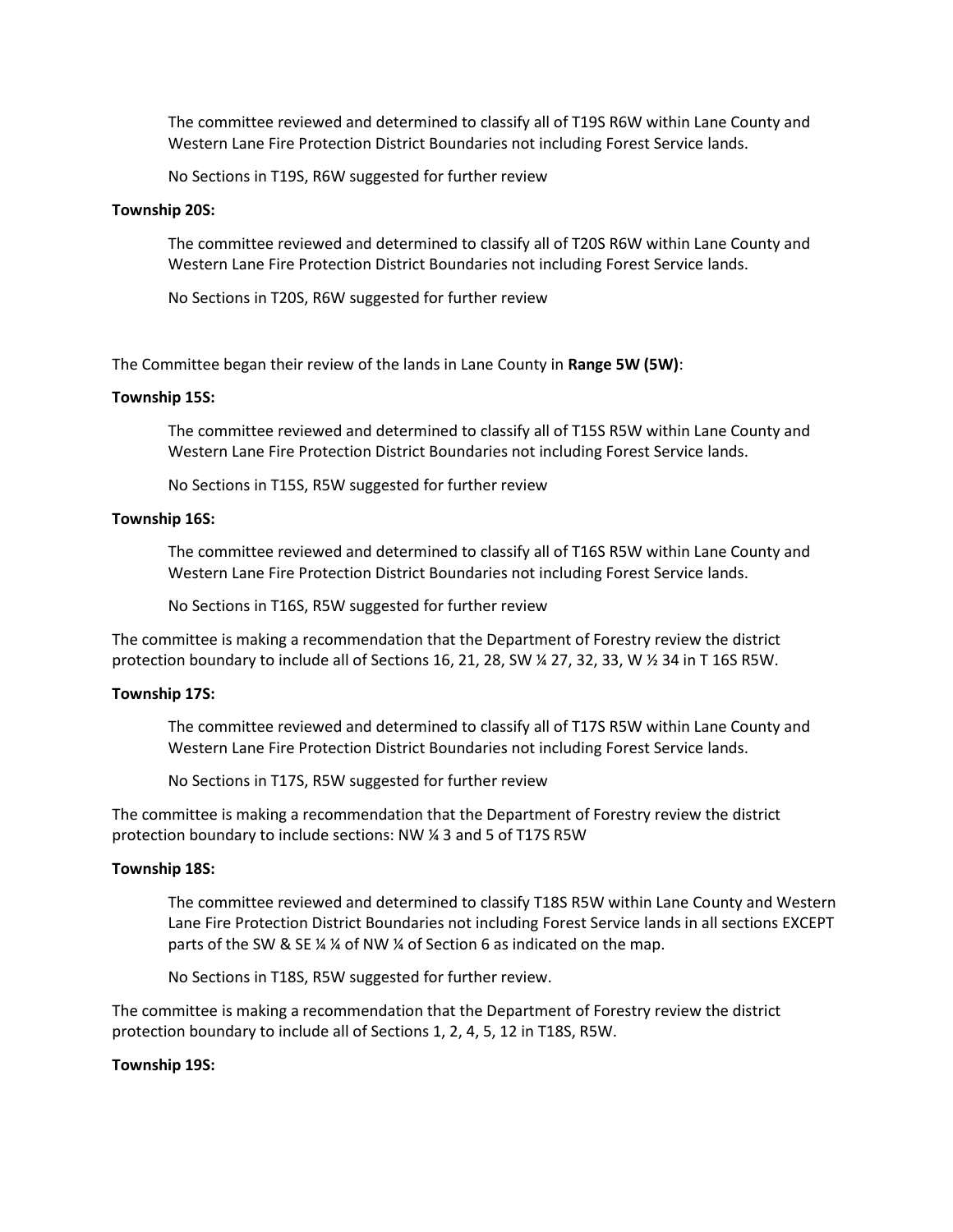The committee reviewed and determined to classify all of T19S R6W within Lane County and Western Lane Fire Protection District Boundaries not including Forest Service lands.

No Sections in T19S, R6W suggested for further review

**Township 20S:**

The committee reviewed and determined to classify all of T20S R6W within Lane County and Western Lane Fire Protection District Boundaries not including Forest Service lands.

No Sections in T20S, R6W suggested for further review

The Committee began their review of the lands in Lane County in **Range 5W (5W)**:

**Township 15S:**

The committee reviewed and determined to classify all of T15S R5W within Lane County and Western Lane Fire Protection District Boundaries not including Forest Service lands.

No Sections in T15S, R5W suggested for further review

**Township 16S:**

The committee reviewed and determined to classify all of T16S R5W within Lane County and Western Lane Fire Protection District Boundaries not including Forest Service lands.

No Sections in T16S, R5W suggested for further review

The committee is making a recommendation that the Department of Forestry review the district protection boundary to include all of Sections 16, 21, 28, SW ¼ 27, 32, 33, W ½ 34 in T 16S R5W.

**Township 17S:**

The committee reviewed and determined to classify all of T17S R5W within Lane County and Western Lane Fire Protection District Boundaries not including Forest Service lands.

No Sections in T17S, R5W suggested for further review

The committee is making a recommendation that the Department of Forestry review the district protection boundary to include sections: NW ¼ 3 and 5 of T17S R5W

**Township 18S:**

The committee reviewed and determined to classify T18S R5W within Lane County and Western Lane Fire Protection District Boundaries not including Forest Service lands in all sections EXCEPT parts of the SW & SE ¼ ¼ of NW ¼ of Section 6 as indicated on the map.

No Sections in T18S, R5W suggested for further review.

The committee is making a recommendation that the Department of Forestry review the district protection boundary to include all of Sections 1, 2, 4, 5, 12 in T18S, R5W.

**Township 19S:**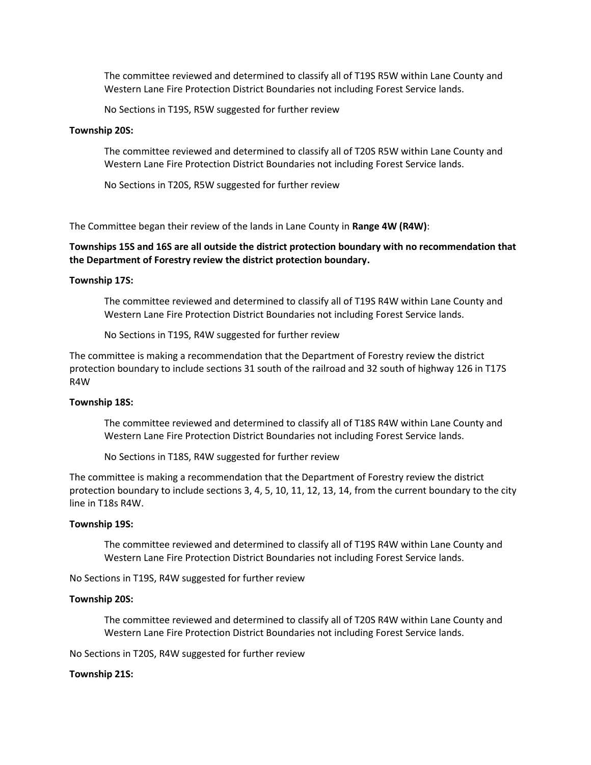The committee reviewed and determined to classify all of T19S R5W within Lane County and Western Lane Fire Protection District Boundaries not including Forest Service lands.

No Sections in T19S, R5W suggested for further review

**Township 20S:**

The committee reviewed and determined to classify all of T20S R5W within Lane County and Western Lane Fire Protection District Boundaries not including Forest Service lands.

No Sections in T20S, R5W suggested for further review

The Committee began their review of the lands in Lane County in **Range 4W (R4W)**:

**Townships 15S and 16S are all outside the district protection boundary with no recommendation that the Department of Forestry review the district protection boundary.**

**Township 17S:**

The committee reviewed and determined to classify all of T19S R4W within Lane County and Western Lane Fire Protection District Boundaries not including Forest Service lands.

No Sections in T19S, R4W suggested for further review

The committee is making a recommendation that the Department of Forestry review the district protection boundary to include sections 31 south of the railroad and 32 south of highway 126 in T17S R4W

**Township 18S:**

The committee reviewed and determined to classify all of T18S R4W within Lane County and Western Lane Fire Protection District Boundaries not including Forest Service lands.

No Sections in T18S, R4W suggested for further review

The committee is making a recommendation that the Department of Forestry review the district protection boundary to include sections 3, 4, 5, 10, 11, 12, 13, 14, from the current boundary to the city line in T18s R4W.

**Township 19S:**

The committee reviewed and determined to classify all of T19S R4W within Lane County and Western Lane Fire Protection District Boundaries not including Forest Service lands.

No Sections in T19S, R4W suggested for further review

**Township 20S:**

The committee reviewed and determined to classify all of T20S R4W within Lane County and Western Lane Fire Protection District Boundaries not including Forest Service lands.

No Sections in T20S, R4W suggested for further review

**Township 21S:**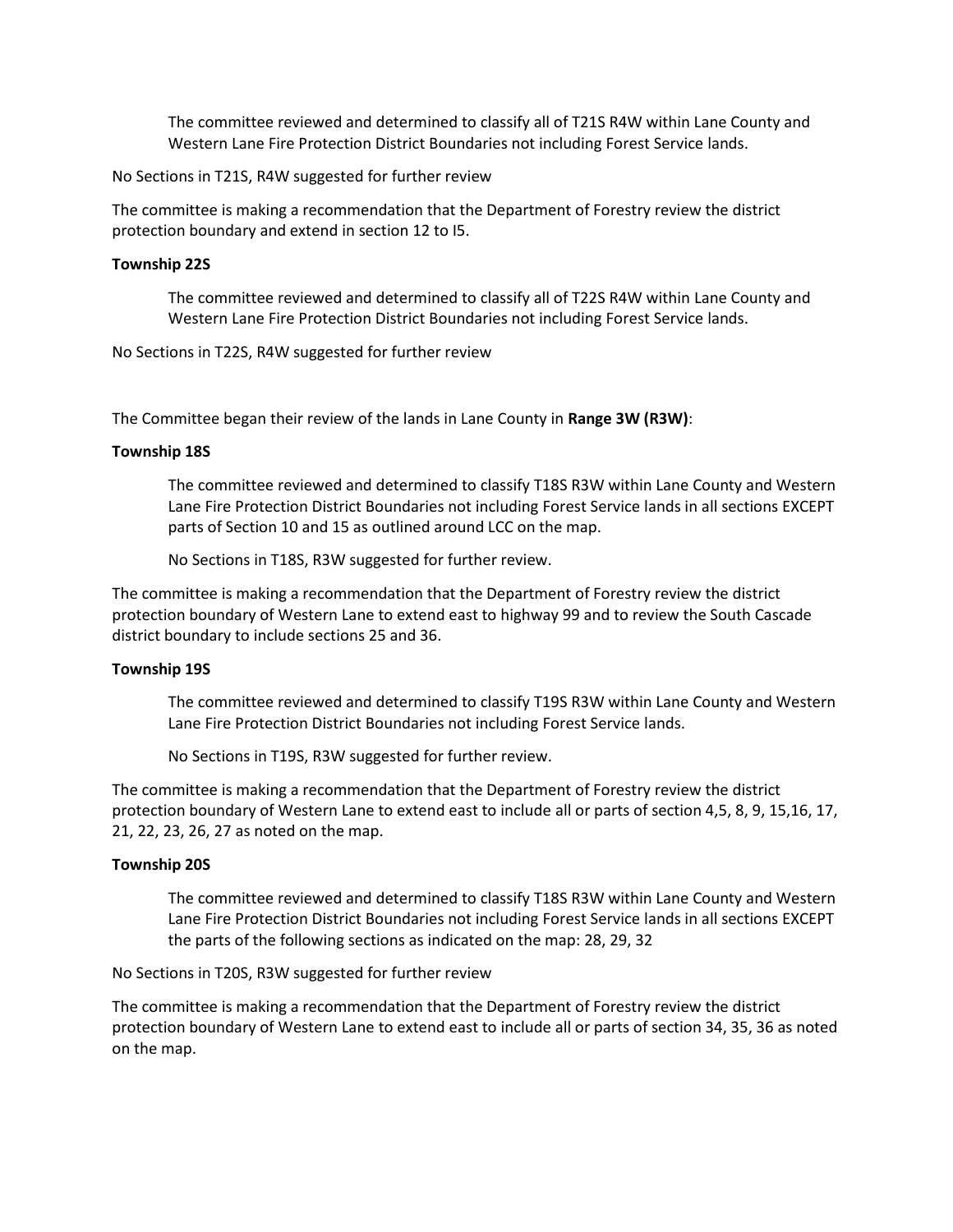The committee reviewed and determined to classify all of T21S R4W within Lane County and Western Lane Fire Protection District Boundaries not including Forest Service lands.

No Sections in T21S, R4W suggested for further review

The committee is making a recommendation that the Department of Forestry review the district protection boundary and extend in section 12 to I5.

**Township 22S**

The committee reviewed and determined to classify all of T22S R4W within Lane County and Western Lane Fire Protection District Boundaries not including Forest Service lands.

No Sections in T22S, R4W suggested for further review

The Committee began their review of the lands in Lane County in **Range 3W (R3W)**:

**Township 18S**

The committee reviewed and determined to classify T18S R3W within Lane County and Western Lane Fire Protection District Boundaries not including Forest Service lands in all sections EXCEPT parts of Section 10 and 15 as outlined around LCC on the map.

No Sections in T18S, R3W suggested for further review.

The committee is making a recommendation that the Department of Forestry review the district protection boundary of Western Lane to extend east to highway 99 and to review the South Cascade district boundary to include sections 25 and 36.

**Township 19S**

The committee reviewed and determined to classify T19S R3W within Lane County and Western Lane Fire Protection District Boundaries not including Forest Service lands.

No Sections in T19S, R3W suggested for further review.

The committee is making a recommendation that the Department of Forestry review the district protection boundary of Western Lane to extend east to include all or parts of section 4,5, 8, 9, 15,16, 17, 21, 22, 23, 26, 27 as noted on the map.

**Township 20S**

The committee reviewed and determined to classify T18S R3W within Lane County and Western Lane Fire Protection District Boundaries not including Forest Service lands in all sections EXCEPT the parts of the following sections as indicated on the map: 28, 29, 32

No Sections in T20S, R3W suggested for further review

The committee is making a recommendation that the Department of Forestry review the district protection boundary of Western Lane to extend east to include all or parts of section 34, 35, 36 as noted on the map.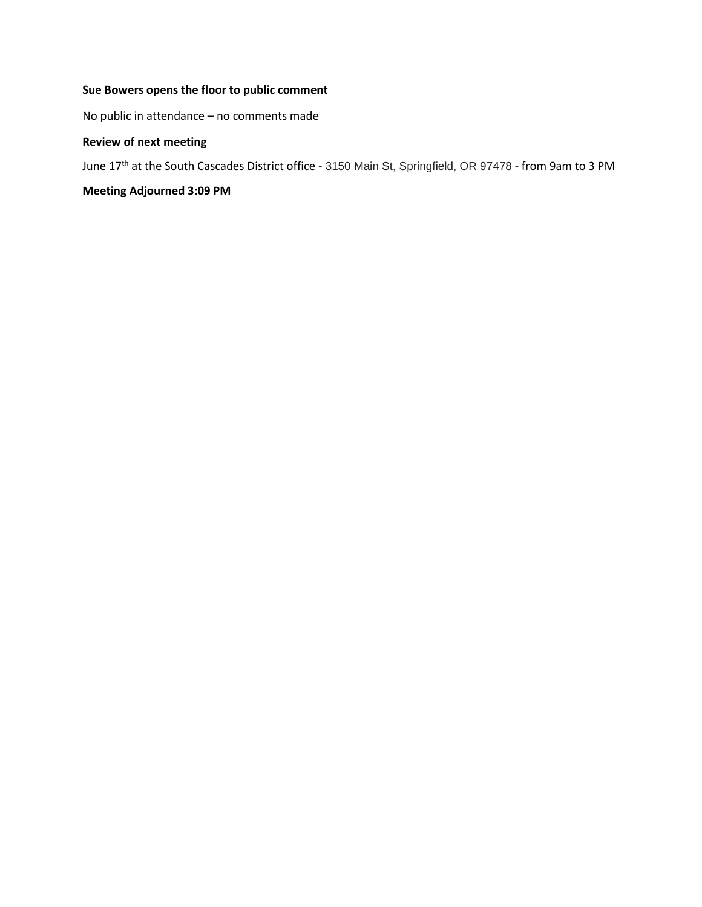**Sue Bowers opens the floor to public comment**

No public in attendance – no comments made

**Review of next meeting**

June 17th at the South Cascades District office - 3150 Main St, Springfield, OR 97478 - from 9am to 3 PM

**Meeting Adjourned 3:09 PM**